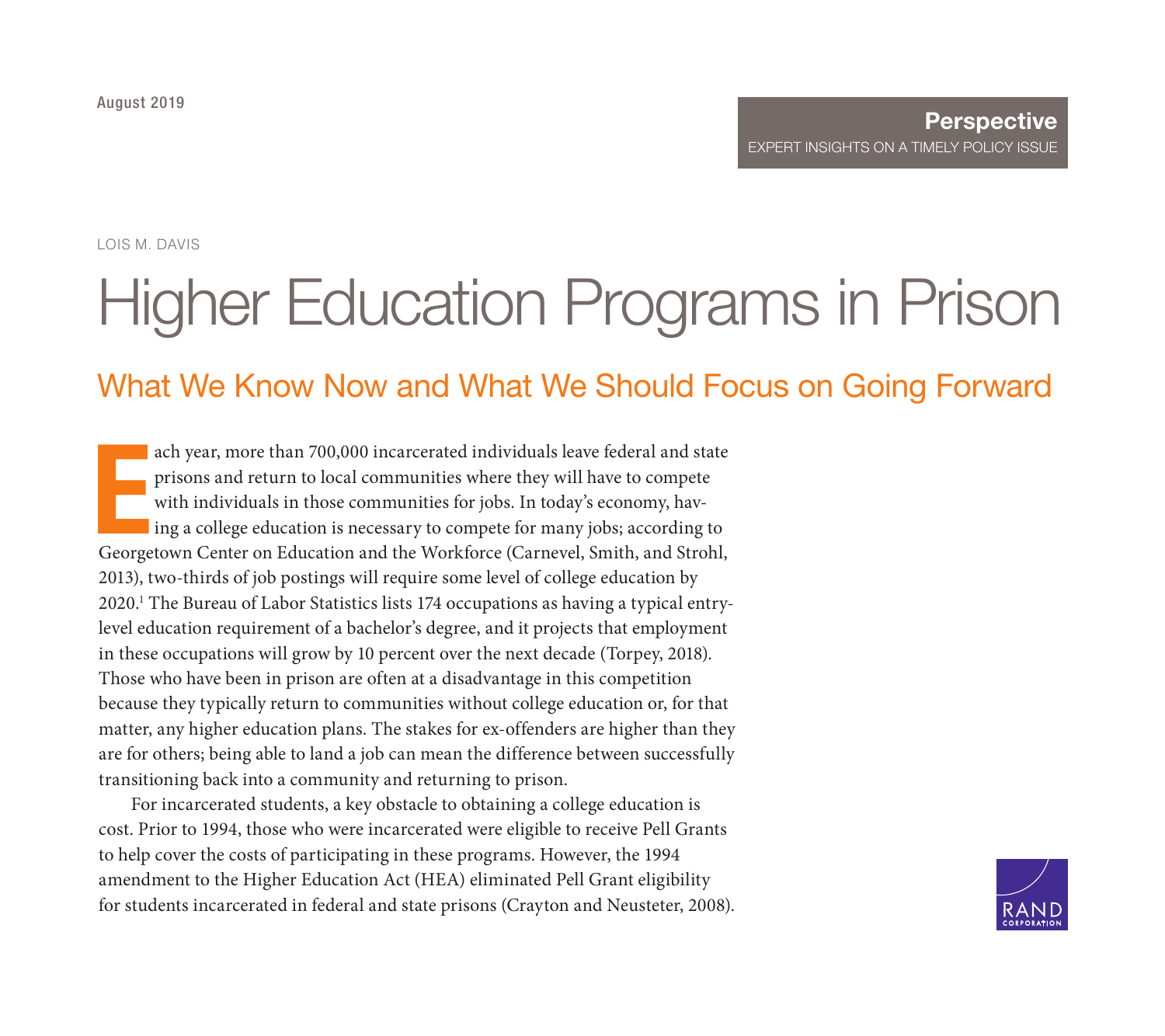August 2019

**Perspective**
EXPERT INSIGHTS ON A TIMELY POLICY ISSUE

LOIS M. DAVIS

# Higher Education Programs in Prison

## What We Know Now and What We Should Focus on Going Forward

Each year, more than 700,000 incarcerated individuals leave federal and state prisons and return to local communities where they will have to compete with individuals in those communities for jobs. In today's economy, having a college education is necessary to compete for many jobs; according to Georgetown Center on Education and the Workforce (Carnevel, Smith, and Strohl, 2013), two-thirds of job postings will require some level of college education by 2020.[1] The Bureau of Labor Statistics lists 174 occupations as having a typical entry-level education requirement of a bachelor's degree, and it projects that employment in these occupations will grow by 10 percent over the next decade (Torpey, 2018). Those who have been in prison are often at a disadvantage in this competition because they typically return to communities without college education or, for that matter, any higher education plans. The stakes for ex-offenders are higher than they are for others; being able to land a job can mean the difference between successfully transitioning back into a community and returning to prison.

For incarcerated students, a key obstacle to obtaining a college education is cost. Prior to 1994, those who were incarcerated were eligible to receive Pell Grants to help cover the costs of participating in these programs. However, the 1994 amendment to the Higher Education Act (HEA) eliminated Pell Grant eligibility for students incarcerated in federal and state prisons (Crayton and Neusteter, 2008).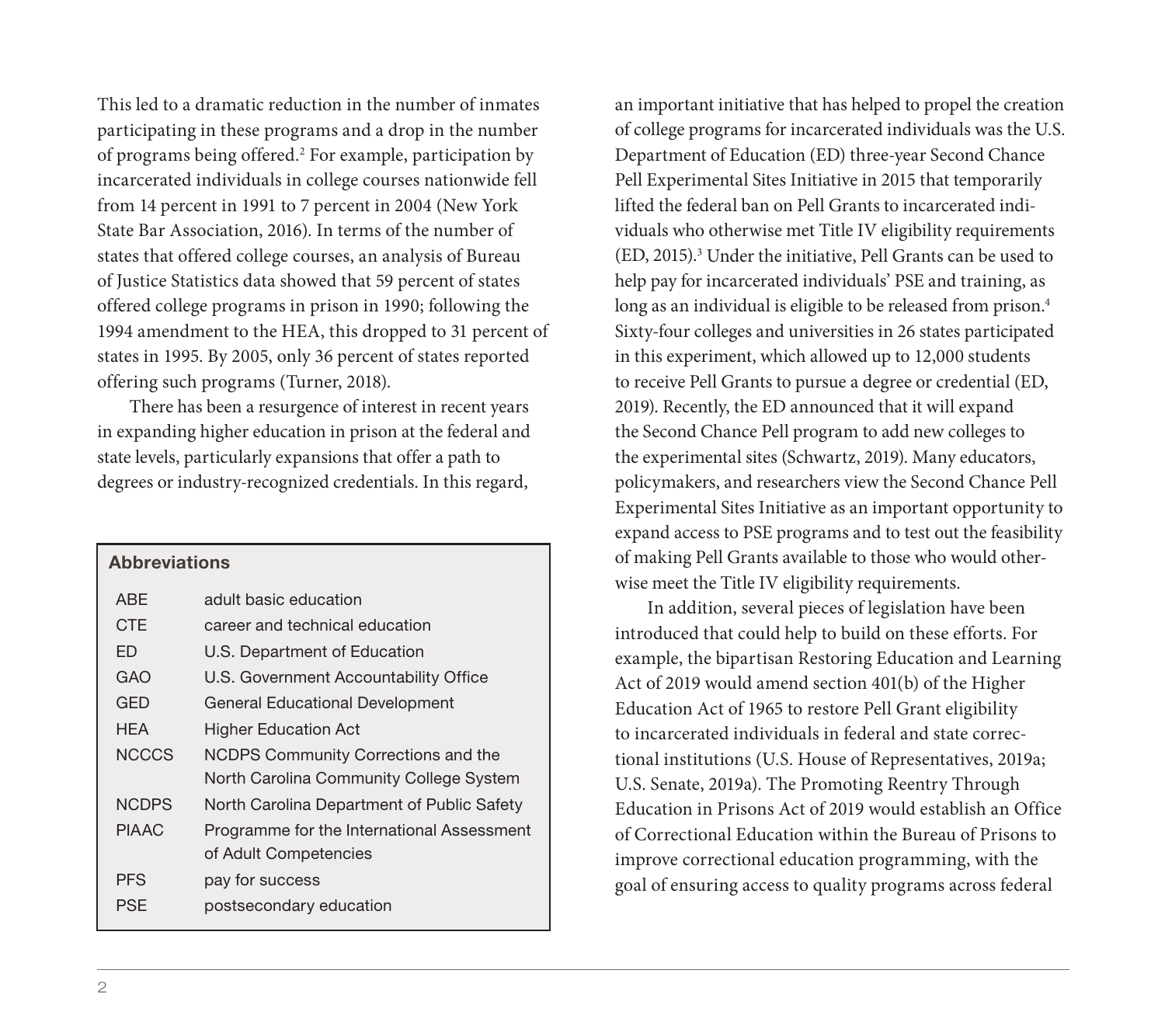This led to a dramatic reduction in the number of inmates participating in these programs and a drop in the number of programs being offered.[2] For example, participation by incarcerated individuals in college courses nationwide fell from 14 percent in 1991 to 7 percent in 2004 (New York State Bar Association, 2016). In terms of the number of states that offered college courses, an analysis of Bureau of Justice Statistics data showed that 59 percent of states offered college programs in prison in 1990; following the 1994 amendment to the HEA, this dropped to 31 percent of states in 1995. By 2005, only 36 percent of states reported offering such programs (Turner, 2018).

There has been a resurgence of interest in recent years in expanding higher education in prison at the federal and state levels, particularly expansions that offer a path to degrees or industry-recognized credentials. In this regard, an important initiative that has helped to propel the creation of college programs for incarcerated individuals was the U.S. Department of Education (ED) three-year Second Chance Pell Experimental Sites Initiative in 2015 that temporarily lifted the federal ban on Pell Grants to incarcerated individuals who otherwise met Title IV eligibility requirements (ED, 2015).[3] Under the initiative, Pell Grants can be used to help pay for incarcerated individuals' PSE and training, as long as an individual is eligible to be released from prison.[4] Sixty-four colleges and universities in 26 states participated in this experiment, which allowed up to 12,000 students to receive Pell Grants to pursue a degree or credential (ED, 2019). Recently, the ED announced that it will expand the Second Chance Pell program to add new colleges to the experimental sites (Schwartz, 2019). Many educators, policymakers, and researchers view the Second Chance Pell Experimental Sites Initiative as an important opportunity to expand access to PSE programs and to test out the feasibility of making Pell Grants available to those who would otherwise meet the Title IV eligibility requirements.

In addition, several pieces of legislation have been introduced that could help to build on these efforts. For example, the bipartisan Restoring Education and Learning Act of 2019 would amend section 401(b) of the Higher Education Act of 1965 to restore Pell Grant eligibility to incarcerated individuals in federal and state correctional institutions (U.S. House of Representatives, 2019a; U.S. Senate, 2019a). The Promoting Reentry Through Education in Prisons Act of 2019 would establish an Office of Correctional Education within the Bureau of Prisons to improve correctional education programming, with the goal of ensuring access to quality programs across federal

**Abbreviations**

| Abbreviation | Meaning |
|---|---|
| ABE | adult basic education |
| CTE | career and technical education |
| ED | U.S. Department of Education |
| GAO | U.S. Government Accountability Office |
| GED | General Educational Development |
| HEA | Higher Education Act |
| NCCCS | NCDPS Community Corrections and the North Carolina Community College System |
| NCDPS | North Carolina Department of Public Safety |
| PIAAC | Programme for the International Assessment of Adult Competencies |
| PFS | pay for success |
| PSE | postsecondary education |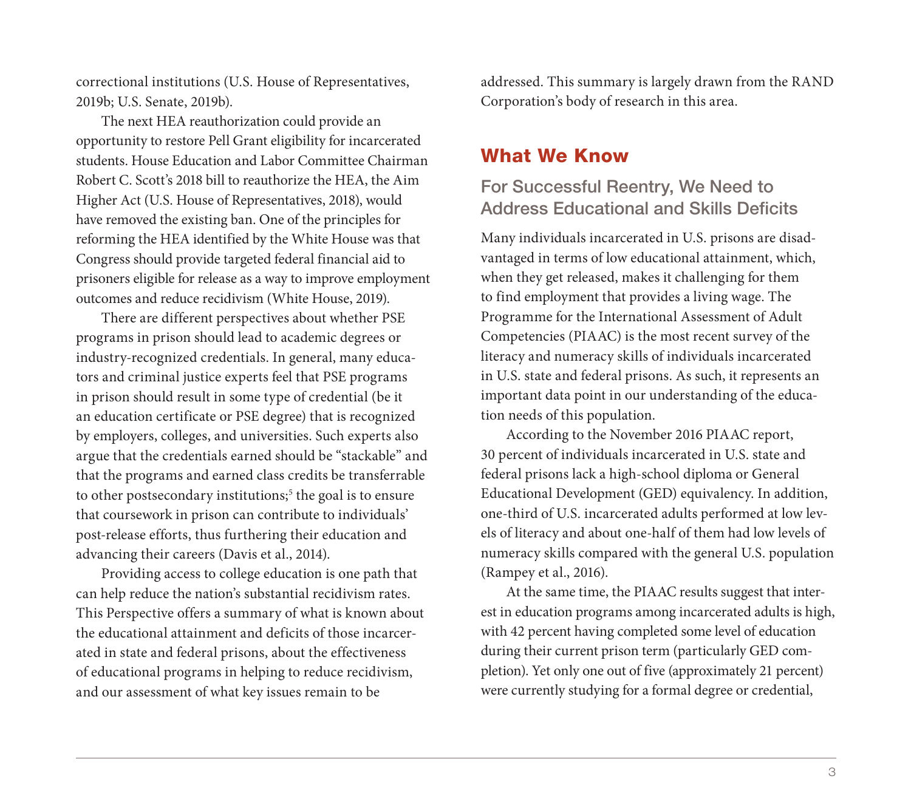correctional institutions (U.S. House of Representatives, 2019b; U.S. Senate, 2019b).

The next HEA reauthorization could provide an opportunity to restore Pell Grant eligibility for incarcerated students. House Education and Labor Committee Chairman Robert C. Scott's 2018 bill to reauthorize the HEA, the Aim Higher Act (U.S. House of Representatives, 2018), would have removed the existing ban. One of the principles for reforming the HEA identified by the White House was that Congress should provide targeted federal financial aid to prisoners eligible for release as a way to improve employment outcomes and reduce recidivism (White House, 2019).

There are different perspectives about whether PSE programs in prison should lead to academic degrees or industry-recognized credentials. In general, many educators and criminal justice experts feel that PSE programs in prison should result in some type of credential (be it an education certificate or PSE degree) that is recognized by employers, colleges, and universities. Such experts also argue that the credentials earned should be "stackable" and that the programs and earned class credits be transferrable to other postsecondary institutions;[5] the goal is to ensure that coursework in prison can contribute to individuals' post-release efforts, thus furthering their education and advancing their careers (Davis et al., 2014).

Providing access to college education is one path that can help reduce the nation's substantial recidivism rates. This Perspective offers a summary of what is known about the educational attainment and deficits of those incarcerated in state and federal prisons, about the effectiveness of educational programs in helping to reduce recidivism, and our assessment of what key issues remain to be addressed. This summary is largely drawn from the RAND Corporation's body of research in this area.

## What We Know

### For Successful Reentry, We Need to Address Educational and Skills Deficits

Many individuals incarcerated in U.S. prisons are disadvantaged in terms of low educational attainment, which, when they get released, makes it challenging for them to find employment that provides a living wage. The Programme for the International Assessment of Adult Competencies (PIAAC) is the most recent survey of the literacy and numeracy skills of individuals incarcerated in U.S. state and federal prisons. As such, it represents an important data point in our understanding of the education needs of this population.

According to the November 2016 PIAAC report, 30 percent of individuals incarcerated in U.S. state and federal prisons lack a high-school diploma or General Educational Development (GED) equivalency. In addition, one-third of U.S. incarcerated adults performed at low levels of literacy and about one-half of them had low levels of numeracy skills compared with the general U.S. population (Rampey et al., 2016).

At the same time, the PIAAC results suggest that interest in education programs among incarcerated adults is high, with 42 percent having completed some level of education during their current prison term (particularly GED completion). Yet only one out of five (approximately 21 percent) were currently studying for a formal degree or credential,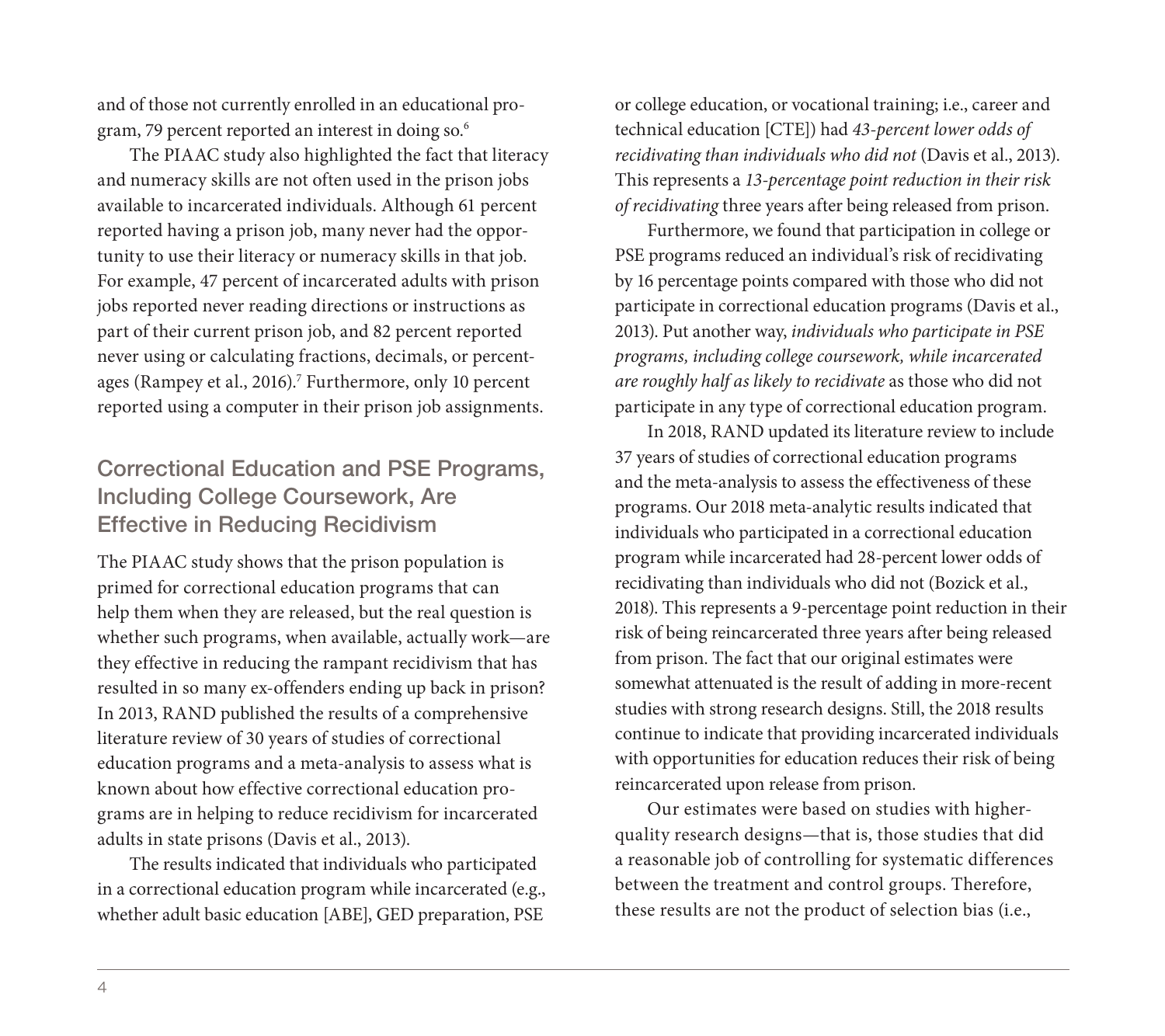and of those not currently enrolled in an educational program, 79 percent reported an interest in doing so.[6]

The PIAAC study also highlighted the fact that literacy and numeracy skills are not often used in the prison jobs available to incarcerated individuals. Although 61 percent reported having a prison job, many never had the opportunity to use their literacy or numeracy skills in that job. For example, 47 percent of incarcerated adults with prison jobs reported never reading directions or instructions as part of their current prison job, and 82 percent reported never using or calculating fractions, decimals, or percentages (Rampey et al., 2016).[7] Furthermore, only 10 percent reported using a computer in their prison job assignments.

## Correctional Education and PSE Programs, Including College Coursework, Are Effective in Reducing Recidivism

The PIAAC study shows that the prison population is primed for correctional education programs that can help them when they are released, but the real question is whether such programs, when available, actually work—are they effective in reducing the rampant recidivism that has resulted in so many ex-offenders ending up back in prison? In 2013, RAND published the results of a comprehensive literature review of 30 years of studies of correctional education programs and a meta-analysis to assess what is known about how effective correctional education programs are in helping to reduce recidivism for incarcerated adults in state prisons (Davis et al., 2013).

The results indicated that individuals who participated in a correctional education program while incarcerated (e.g., whether adult basic education [ABE], GED preparation, PSE or college education, or vocational training; i.e., career and technical education [CTE]) had *43-percent lower odds of recidivating than individuals who did not* (Davis et al., 2013). This represents a *13-percentage point reduction in their risk of recidivating* three years after being released from prison.

Furthermore, we found that participation in college or PSE programs reduced an individual's risk of recidivating by 16 percentage points compared with those who did not participate in correctional education programs (Davis et al., 2013). Put another way, *individuals who participate in PSE programs, including college coursework, while incarcerated are roughly half as likely to recidivate* as those who did not participate in any type of correctional education program.

In 2018, RAND updated its literature review to include 37 years of studies of correctional education programs and the meta-analysis to assess the effectiveness of these programs. Our 2018 meta-analytic results indicated that individuals who participated in a correctional education program while incarcerated had 28-percent lower odds of recidivating than individuals who did not (Bozick et al., 2018). This represents a 9-percentage point reduction in their risk of being reincarcerated three years after being released from prison. The fact that our original estimates were somewhat attenuated is the result of adding in more-recent studies with strong research designs. Still, the 2018 results continue to indicate that providing incarcerated individuals with opportunities for education reduces their risk of being reincarcerated upon release from prison.

Our estimates were based on studies with higher-quality research designs—that is, those studies that did a reasonable job of controlling for systematic differences between the treatment and control groups. Therefore, these results are not the product of selection bias (i.e.,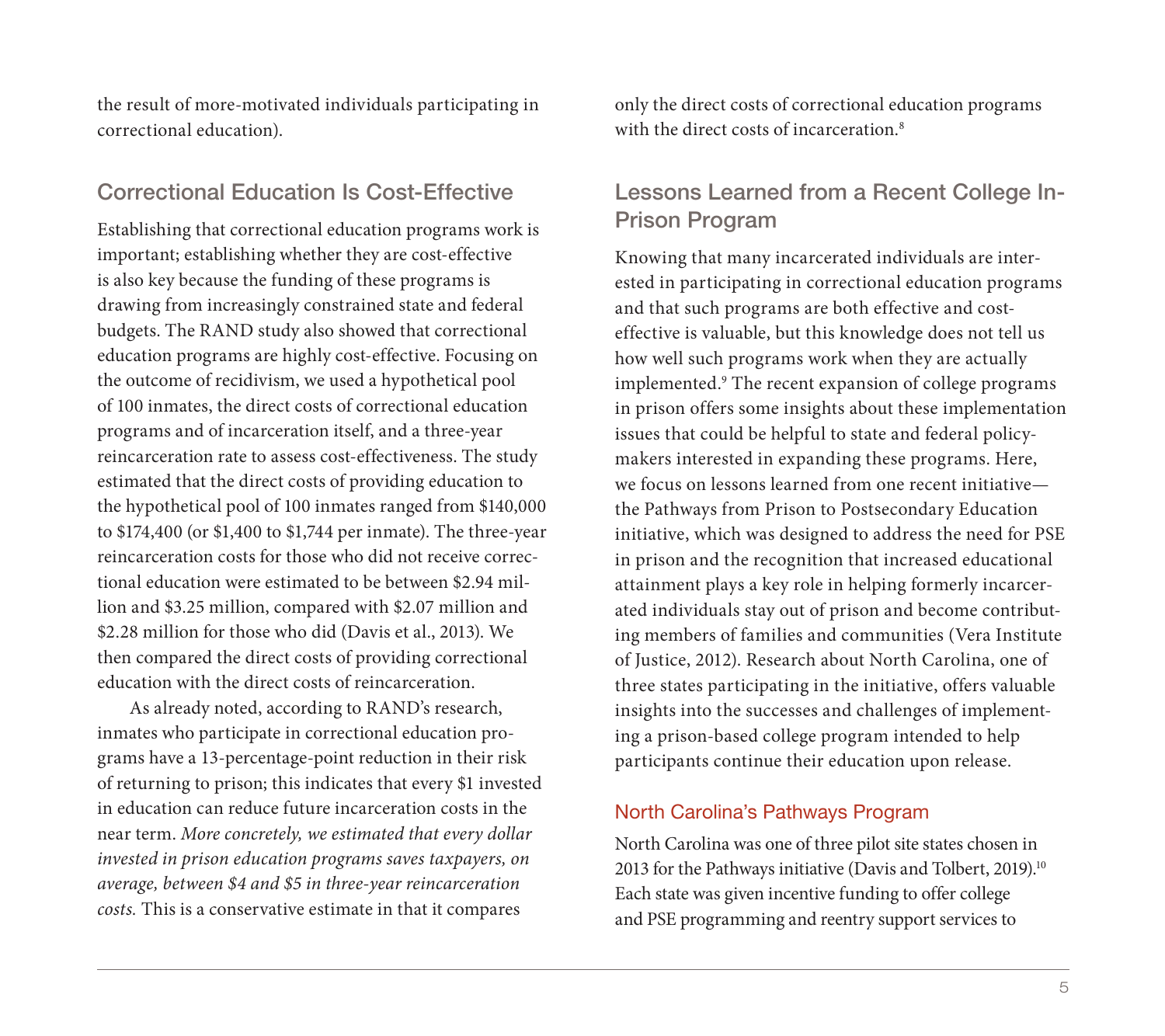the result of more-motivated individuals participating in correctional education).

## Correctional Education Is Cost-Effective

Establishing that correctional education programs work is important; establishing whether they are cost-effective is also key because the funding of these programs is drawing from increasingly constrained state and federal budgets. The RAND study also showed that correctional education programs are highly cost-effective. Focusing on the outcome of recidivism, we used a hypothetical pool of 100 inmates, the direct costs of correctional education programs and of incarceration itself, and a three-year reincarceration rate to assess cost-effectiveness. The study estimated that the direct costs of providing education to the hypothetical pool of 100 inmates ranged from $140,000 to $174,400 (or $1,400 to $1,744 per inmate). The three-year reincarceration costs for those who did not receive correctional education were estimated to be between $2.94 million and $3.25 million, compared with $2.07 million and $2.28 million for those who did (Davis et al., 2013). We then compared the direct costs of providing correctional education with the direct costs of reincarceration.

As already noted, according to RAND's research, inmates who participate in correctional education programs have a 13-percentage-point reduction in their risk of returning to prison; this indicates that every $1 invested in education can reduce future incarceration costs in the near term. *More concretely, we estimated that every dollar invested in prison education programs saves taxpayers, on average, between $4 and $5 in three-year reincarceration costs.* This is a conservative estimate in that it compares only the direct costs of correctional education programs with the direct costs of incarceration.[8]

## Lessons Learned from a Recent College In-Prison Program

Knowing that many incarcerated individuals are interested in participating in correctional education programs and that such programs are both effective and cost-effective is valuable, but this knowledge does not tell us how well such programs work when they are actually implemented.[9] The recent expansion of college programs in prison offers some insights about these implementation issues that could be helpful to state and federal policymakers interested in expanding these programs. Here, we focus on lessons learned from one recent initiative—the Pathways from Prison to Postsecondary Education initiative, which was designed to address the need for PSE in prison and the recognition that increased educational attainment plays a key role in helping formerly incarcerated individuals stay out of prison and become contributing members of families and communities (Vera Institute of Justice, 2012). Research about North Carolina, one of three states participating in the initiative, offers valuable insights into the successes and challenges of implementing a prison-based college program intended to help participants continue their education upon release.

### North Carolina's Pathways Program

North Carolina was one of three pilot site states chosen in 2013 for the Pathways initiative (Davis and Tolbert, 2019).[10] Each state was given incentive funding to offer college and PSE programming and reentry support services to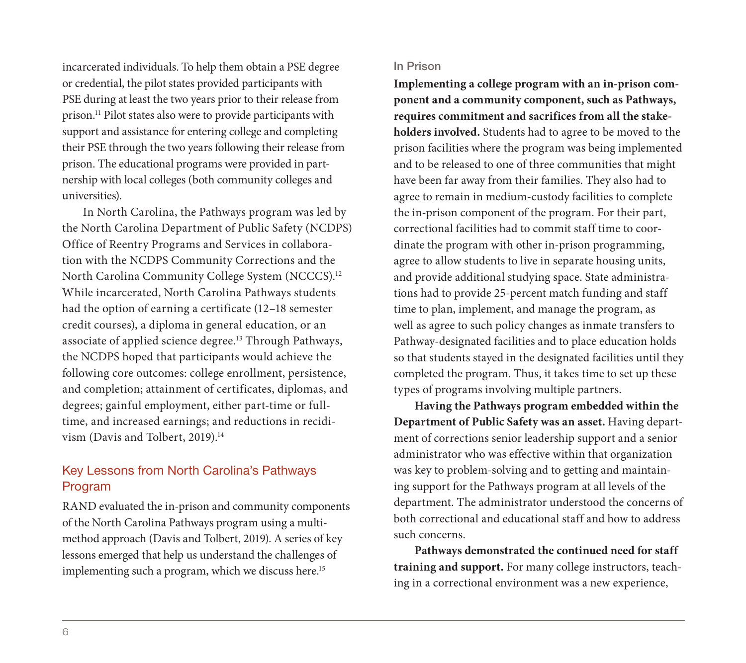incarcerated individuals. To help them obtain a PSE degree or credential, the pilot states provided participants with PSE during at least the two years prior to their release from prison.[11] Pilot states also were to provide participants with support and assistance for entering college and completing their PSE through the two years following their release from prison. The educational programs were provided in partnership with local colleges (both community colleges and universities).

In North Carolina, the Pathways program was led by the North Carolina Department of Public Safety (NCDPS) Office of Reentry Programs and Services in collaboration with the NCDPS Community Corrections and the North Carolina Community College System (NCCCS).[12] While incarcerated, North Carolina Pathways students had the option of earning a certificate (12–18 semester credit courses), a diploma in general education, or an associate of applied science degree.[13] Through Pathways, the NCDPS hoped that participants would achieve the following core outcomes: college enrollment, persistence, and completion; attainment of certificates, diplomas, and degrees; gainful employment, either part-time or full-time, and increased earnings; and reductions in recidivism (Davis and Tolbert, 2019).[14]

## Key Lessons from North Carolina's Pathways Program

RAND evaluated the in-prison and community components of the North Carolina Pathways program using a multimethod approach (Davis and Tolbert, 2019). A series of key lessons emerged that help us understand the challenges of implementing such a program, which we discuss here.[15]

### In Prison

**Implementing a college program with an in-prison component and a community component, such as Pathways, requires commitment and sacrifices from all the stakeholders involved.** Students had to agree to be moved to the prison facilities where the program was being implemented and to be released to one of three communities that might have been far away from their families. They also had to agree to remain in medium-custody facilities to complete the in-prison component of the program. For their part, correctional facilities had to commit staff time to coordinate the program with other in-prison programming, agree to allow students to live in separate housing units, and provide additional studying space. State administrations had to provide 25-percent match funding and staff time to plan, implement, and manage the program, as well as agree to such policy changes as inmate transfers to Pathway-designated facilities and to place education holds so that students stayed in the designated facilities until they completed the program. Thus, it takes time to set up these types of programs involving multiple partners.

**Having the Pathways program embedded within the Department of Public Safety was an asset.** Having department of corrections senior leadership support and a senior administrator who was effective within that organization was key to problem-solving and to getting and maintaining support for the Pathways program at all levels of the department. The administrator understood the concerns of both correctional and educational staff and how to address such concerns.

**Pathways demonstrated the continued need for staff training and support.** For many college instructors, teaching in a correctional environment was a new experience,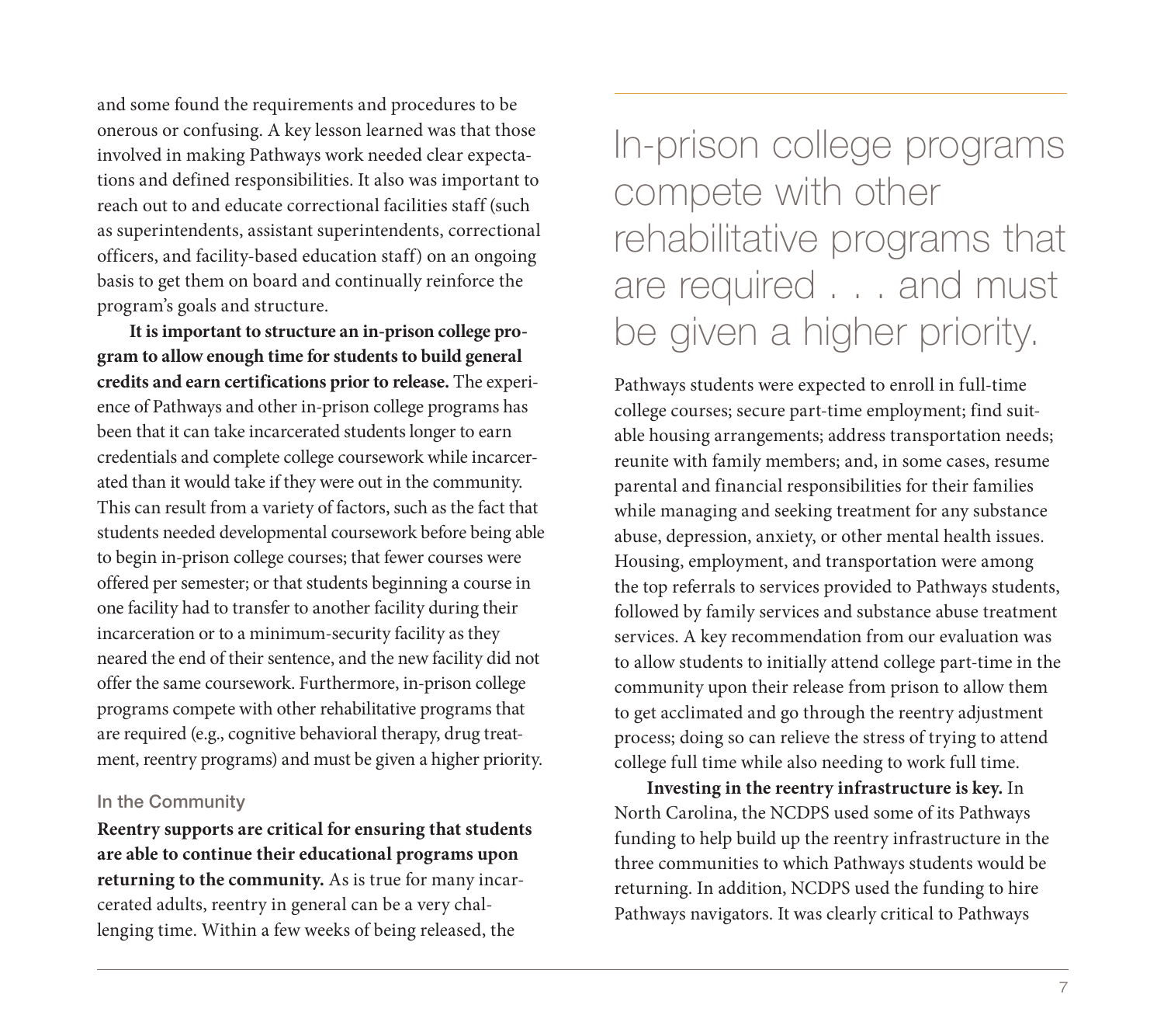and some found the requirements and procedures to be onerous or confusing. A key lesson learned was that those involved in making Pathways work needed clear expectations and defined responsibilities. It also was important to reach out to and educate correctional facilities staff (such as superintendents, assistant superintendents, correctional officers, and facility-based education staff) on an ongoing basis to get them on board and continually reinforce the program's goals and structure.

**It is important to structure an in-prison college program to allow enough time for students to build general credits and earn certifications prior to release.** The experience of Pathways and other in-prison college programs has been that it can take incarcerated students longer to earn credentials and complete college coursework while incarcerated than it would take if they were out in the community. This can result from a variety of factors, such as the fact that students needed developmental coursework before being able to begin in-prison college courses; that fewer courses were offered per semester; or that students beginning a course in one facility had to transfer to another facility during their incarceration or to a minimum-security facility as they neared the end of their sentence, and the new facility did not offer the same coursework. Furthermore, in-prison college programs compete with other rehabilitative programs that are required (e.g., cognitive behavioral therapy, drug treatment, reentry programs) and must be given a higher priority.

> In-prison college programs compete with other rehabilitative programs that are required . . . and must be given a higher priority.

### In the Community

**Reentry supports are critical for ensuring that students are able to continue their educational programs upon returning to the community.** As is true for many incarcerated adults, reentry in general can be a very challenging time. Within a few weeks of being released, the Pathways students were expected to enroll in full-time college courses; secure part-time employment; find suitable housing arrangements; address transportation needs; reunite with family members; and, in some cases, resume parental and financial responsibilities for their families while managing and seeking treatment for any substance abuse, depression, anxiety, or other mental health issues. Housing, employment, and transportation were among the top referrals to services provided to Pathways students, followed by family services and substance abuse treatment services. A key recommendation from our evaluation was to allow students to initially attend college part-time in the community upon their release from prison to allow them to get acclimated and go through the reentry adjustment process; doing so can relieve the stress of trying to attend college full time while also needing to work full time.

**Investing in the reentry infrastructure is key.** In North Carolina, the NCDPS used some of its Pathways funding to help build up the reentry infrastructure in the three communities to which Pathways students would be returning. In addition, NCDPS used the funding to hire Pathways navigators. It was clearly critical to Pathways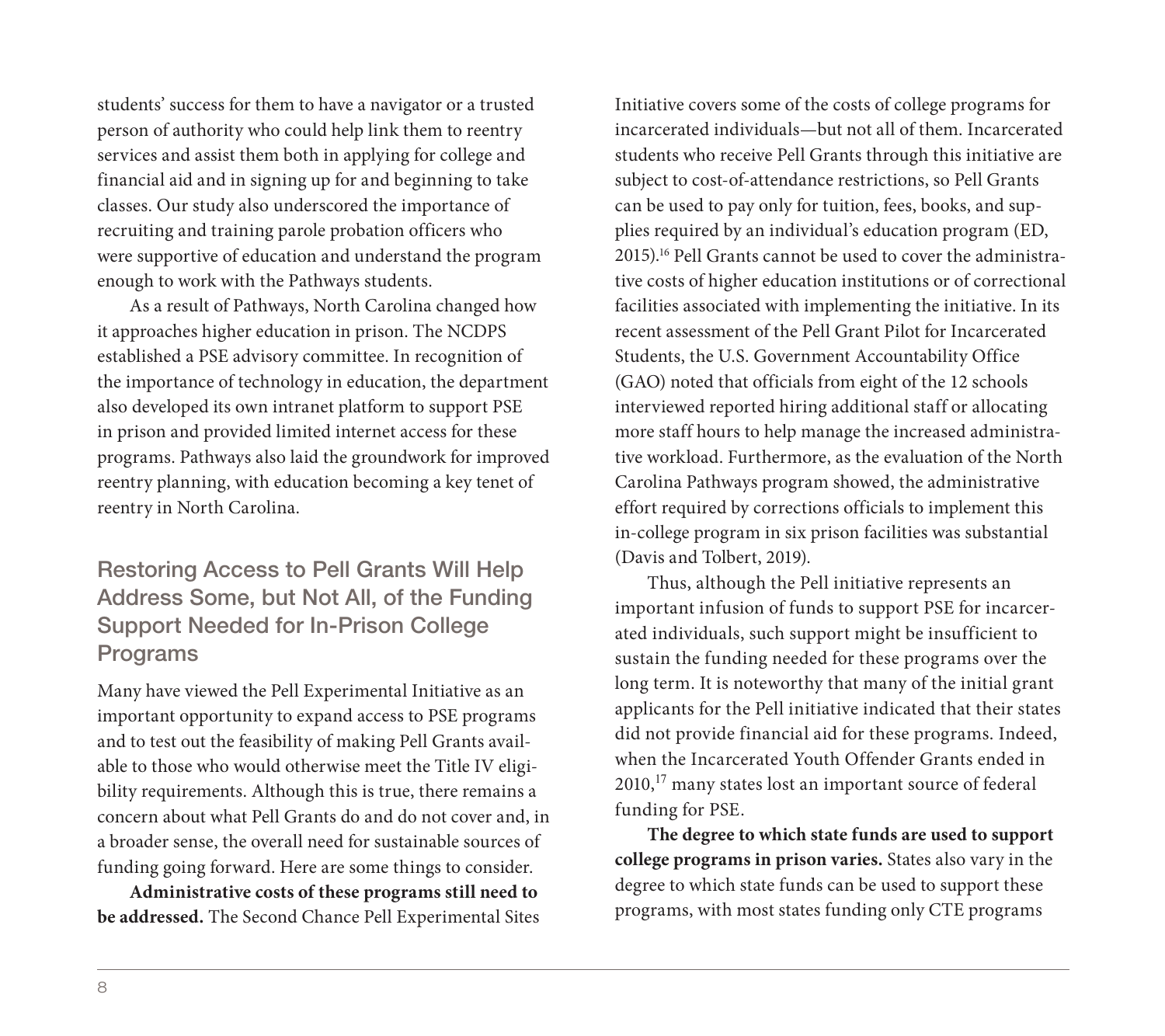students' success for them to have a navigator or a trusted person of authority who could help link them to reentry services and assist them both in applying for college and financial aid and in signing up for and beginning to take classes. Our study also underscored the importance of recruiting and training parole probation officers who were supportive of education and understand the program enough to work with the Pathways students.

As a result of Pathways, North Carolina changed how it approaches higher education in prison. The NCDPS established a PSE advisory committee. In recognition of the importance of technology in education, the department also developed its own intranet platform to support PSE in prison and provided limited internet access for these programs. Pathways also laid the groundwork for improved reentry planning, with education becoming a key tenet of reentry in North Carolina.

## Restoring Access to Pell Grants Will Help Address Some, but Not All, of the Funding Support Needed for In-Prison College Programs

Many have viewed the Pell Experimental Initiative as an important opportunity to expand access to PSE programs and to test out the feasibility of making Pell Grants available to those who would otherwise meet the Title IV eligibility requirements. Although this is true, there remains a concern about what Pell Grants do and do not cover and, in a broader sense, the overall need for sustainable sources of funding going forward. Here are some things to consider.

**Administrative costs of these programs still need to be addressed.** The Second Chance Pell Experimental Sites Initiative covers some of the costs of college programs for incarcerated individuals—but not all of them. Incarcerated students who receive Pell Grants through this initiative are subject to cost-of-attendance restrictions, so Pell Grants can be used to pay only for tuition, fees, books, and supplies required by an individual's education program (ED, 2015).[16] Pell Grants cannot be used to cover the administrative costs of higher education institutions or of correctional facilities associated with implementing the initiative. In its recent assessment of the Pell Grant Pilot for Incarcerated Students, the U.S. Government Accountability Office (GAO) noted that officials from eight of the 12 schools interviewed reported hiring additional staff or allocating more staff hours to help manage the increased administrative workload. Furthermore, as the evaluation of the North Carolina Pathways program showed, the administrative effort required by corrections officials to implement this in-college program in six prison facilities was substantial (Davis and Tolbert, 2019).

Thus, although the Pell initiative represents an important infusion of funds to support PSE for incarcerated individuals, such support might be insufficient to sustain the funding needed for these programs over the long term. It is noteworthy that many of the initial grant applicants for the Pell initiative indicated that their states did not provide financial aid for these programs. Indeed, when the Incarcerated Youth Offender Grants ended in 2010,[17] many states lost an important source of federal funding for PSE.

**The degree to which state funds are used to support college programs in prison varies.** States also vary in the degree to which state funds can be used to support these programs, with most states funding only CTE programs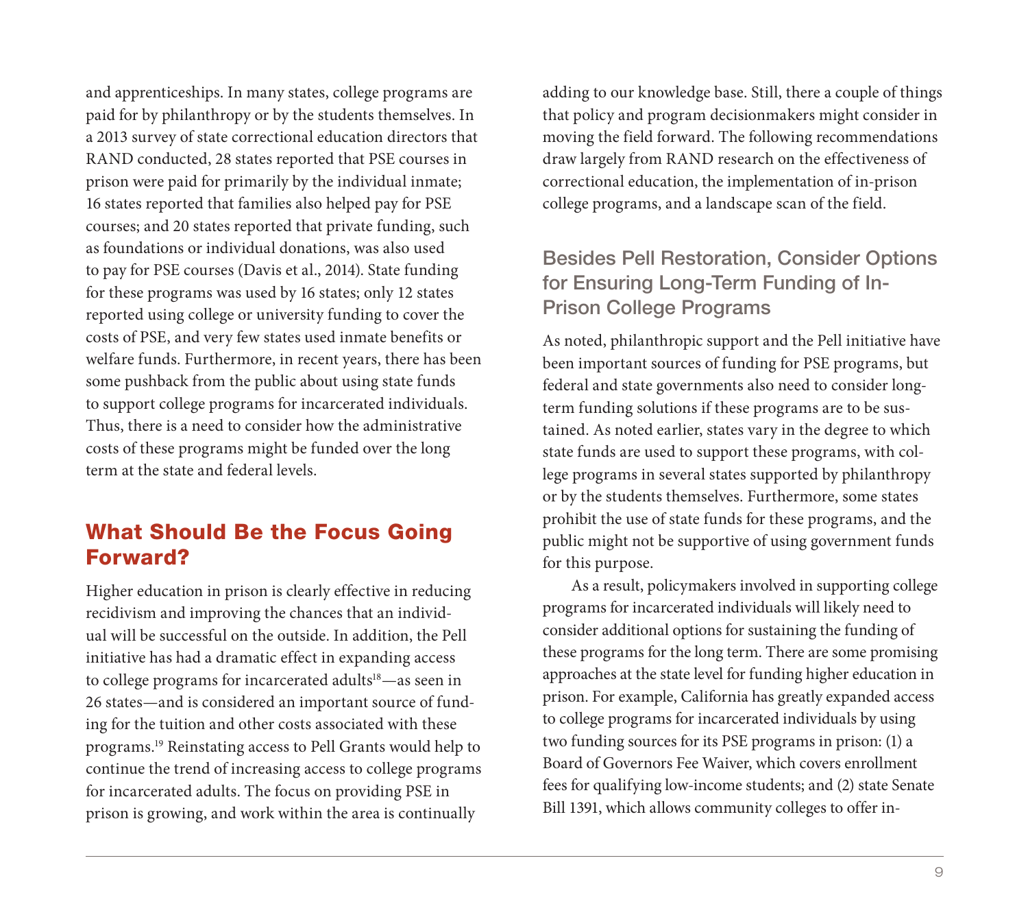and apprenticeships. In many states, college programs are paid for by philanthropy or by the students themselves. In a 2013 survey of state correctional education directors that RAND conducted, 28 states reported that PSE courses in prison were paid for primarily by the individual inmate; 16 states reported that families also helped pay for PSE courses; and 20 states reported that private funding, such as foundations or individual donations, was also used to pay for PSE courses (Davis et al., 2014). State funding for these programs was used by 16 states; only 12 states reported using college or university funding to cover the costs of PSE, and very few states used inmate benefits or welfare funds. Furthermore, in recent years, there has been some pushback from the public about using state funds to support college programs for incarcerated individuals. Thus, there is a need to consider how the administrative costs of these programs might be funded over the long term at the state and federal levels.

## What Should Be the Focus Going Forward?

Higher education in prison is clearly effective in reducing recidivism and improving the chances that an individual will be successful on the outside. In addition, the Pell initiative has had a dramatic effect in expanding access to college programs for incarcerated adults[18]—as seen in 26 states—and is considered an important source of funding for the tuition and other costs associated with these programs.[19] Reinstating access to Pell Grants would help to continue the trend of increasing access to college programs for incarcerated adults. The focus on providing PSE in prison is growing, and work within the area is continually adding to our knowledge base. Still, there a couple of things that policy and program decisionmakers might consider in moving the field forward. The following recommendations draw largely from RAND research on the effectiveness of correctional education, the implementation of in-prison college programs, and a landscape scan of the field.

### Besides Pell Restoration, Consider Options for Ensuring Long-Term Funding of In-Prison College Programs

As noted, philanthropic support and the Pell initiative have been important sources of funding for PSE programs, but federal and state governments also need to consider long-term funding solutions if these programs are to be sustained. As noted earlier, states vary in the degree to which state funds are used to support these programs, with college programs in several states supported by philanthropy or by the students themselves. Furthermore, some states prohibit the use of state funds for these programs, and the public might not be supportive of using government funds for this purpose.

As a result, policymakers involved in supporting college programs for incarcerated individuals will likely need to consider additional options for sustaining the funding of these programs for the long term. There are some promising approaches at the state level for funding higher education in prison. For example, California has greatly expanded access to college programs for incarcerated individuals by using two funding sources for its PSE programs in prison: (1) a Board of Governors Fee Waiver, which covers enrollment fees for qualifying low-income students; and (2) state Senate Bill 1391, which allows community colleges to offer in-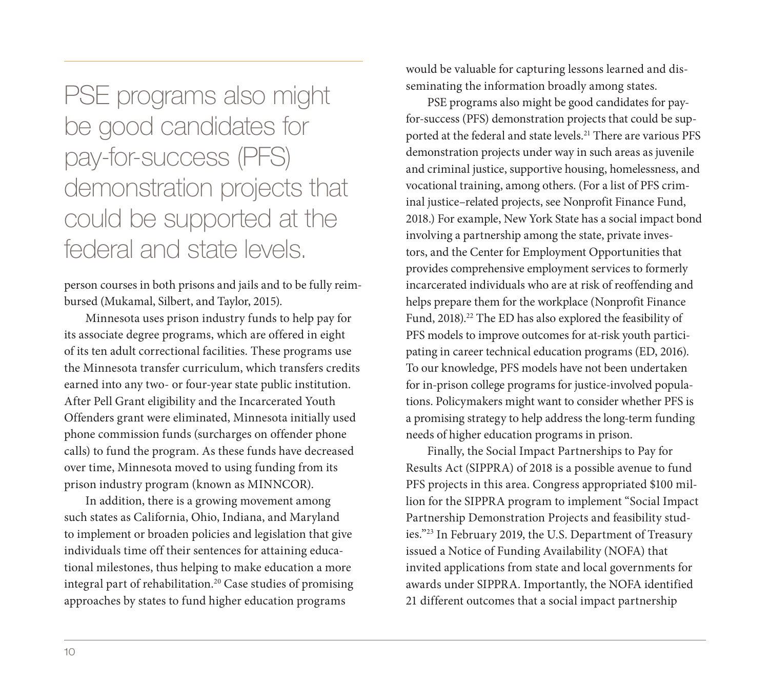> PSE programs also might be good candidates for pay-for-success (PFS) demonstration projects that could be supported at the federal and state levels.

person courses in both prisons and jails and to be fully reimbursed (Mukamal, Silbert, and Taylor, 2015).

Minnesota uses prison industry funds to help pay for its associate degree programs, which are offered in eight of its ten adult correctional facilities. These programs use the Minnesota transfer curriculum, which transfers credits earned into any two- or four-year state public institution. After Pell Grant eligibility and the Incarcerated Youth Offenders grant were eliminated, Minnesota initially used phone commission funds (surcharges on offender phone calls) to fund the program. As these funds have decreased over time, Minnesota moved to using funding from its prison industry program (known as MINNCOR).

In addition, there is a growing movement among such states as California, Ohio, Indiana, and Maryland to implement or broaden policies and legislation that give individuals time off their sentences for attaining educational milestones, thus helping to make education a more integral part of rehabilitation.[20] Case studies of promising approaches by states to fund higher education programs would be valuable for capturing lessons learned and disseminating the information broadly among states.

PSE programs also might be good candidates for pay-for-success (PFS) demonstration projects that could be supported at the federal and state levels.[21] There are various PFS demonstration projects under way in such areas as juvenile and criminal justice, supportive housing, homelessness, and vocational training, among others. (For a list of PFS criminal justice–related projects, see Nonprofit Finance Fund, 2018.) For example, New York State has a social impact bond involving a partnership among the state, private investors, and the Center for Employment Opportunities that provides comprehensive employment services to formerly incarcerated individuals who are at risk of reoffending and helps prepare them for the workplace (Nonprofit Finance Fund, 2018).[22] The ED has also explored the feasibility of PFS models to improve outcomes for at-risk youth participating in career technical education programs (ED, 2016). To our knowledge, PFS models have not been undertaken for in-prison college programs for justice-involved populations. Policymakers might want to consider whether PFS is a promising strategy to help address the long-term funding needs of higher education programs in prison.

Finally, the Social Impact Partnerships to Pay for Results Act (SIPPRA) of 2018 is a possible avenue to fund PFS projects in this area. Congress appropriated $100 million for the SIPPRA program to implement "Social Impact Partnership Demonstration Projects and feasibility studies."[23] In February 2019, the U.S. Department of Treasury issued a Notice of Funding Availability (NOFA) that invited applications from state and local governments for awards under SIPPRA. Importantly, the NOFA identified 21 different outcomes that a social impact partnership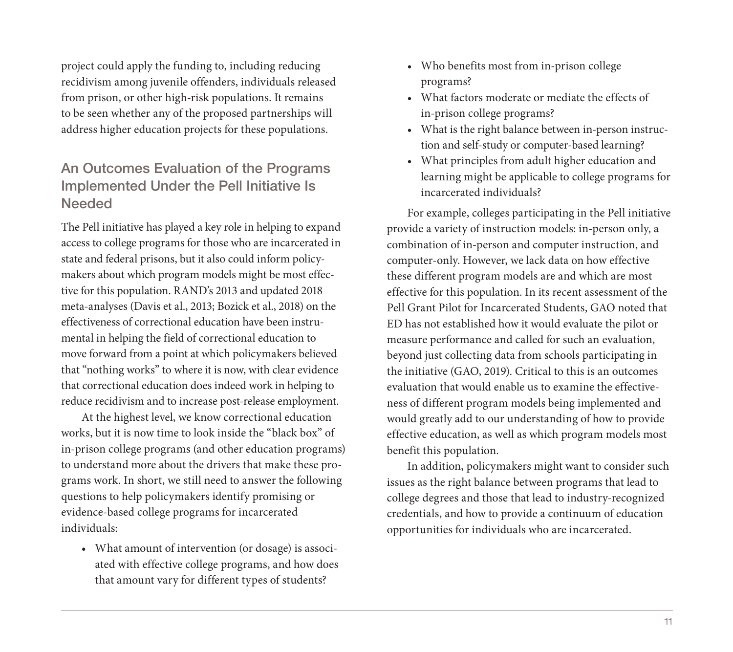project could apply the funding to, including reducing recidivism among juvenile offenders, individuals released from prison, or other high-risk populations. It remains to be seen whether any of the proposed partnerships will address higher education projects for these populations.

## An Outcomes Evaluation of the Programs Implemented Under the Pell Initiative Is Needed

The Pell initiative has played a key role in helping to expand access to college programs for those who are incarcerated in state and federal prisons, but it also could inform policymakers about which program models might be most effective for this population. RAND's 2013 and updated 2018 meta-analyses (Davis et al., 2013; Bozick et al., 2018) on the effectiveness of correctional education have been instrumental in helping the field of correctional education to move forward from a point at which policymakers believed that "nothing works" to where it is now, with clear evidence that correctional education does indeed work in helping to reduce recidivism and to increase post-release employment.

At the highest level, we know correctional education works, but it is now time to look inside the "black box" of in-prison college programs (and other education programs) to understand more about the drivers that make these programs work. In short, we still need to answer the following questions to help policymakers identify promising or evidence-based college programs for incarcerated individuals:

- What amount of intervention (or dosage) is associated with effective college programs, and how does that amount vary for different types of students?
- Who benefits most from in-prison college programs?
- What factors moderate or mediate the effects of in-prison college programs?
- What is the right balance between in-person instruction and self-study or computer-based learning?
- What principles from adult higher education and learning might be applicable to college programs for incarcerated individuals?

For example, colleges participating in the Pell initiative provide a variety of instruction models: in-person only, a combination of in-person and computer instruction, and computer-only. However, we lack data on how effective these different program models are and which are most effective for this population. In its recent assessment of the Pell Grant Pilot for Incarcerated Students, GAO noted that ED has not established how it would evaluate the pilot or measure performance and called for such an evaluation, beyond just collecting data from schools participating in the initiative (GAO, 2019). Critical to this is an outcomes evaluation that would enable us to examine the effectiveness of different program models being implemented and would greatly add to our understanding of how to provide effective education, as well as which program models most benefit this population.

In addition, policymakers might want to consider such issues as the right balance between programs that lead to college degrees and those that lead to industry-recognized credentials, and how to provide a continuum of education opportunities for individuals who are incarcerated.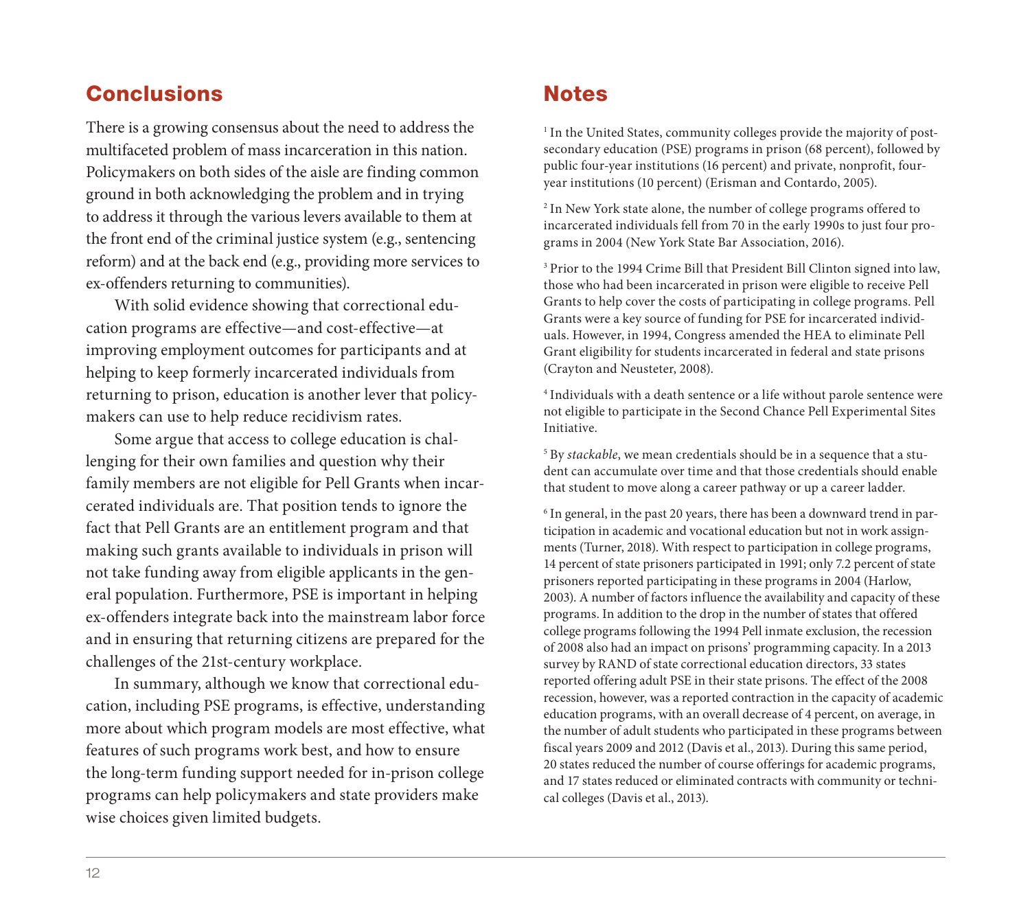## Conclusions

There is a growing consensus about the need to address the multifaceted problem of mass incarceration in this nation. Policymakers on both sides of the aisle are finding common ground in both acknowledging the problem and in trying to address it through the various levers available to them at the front end of the criminal justice system (e.g., sentencing reform) and at the back end (e.g., providing more services to ex-offenders returning to communities).

With solid evidence showing that correctional education programs are effective—and cost-effective—at improving employment outcomes for participants and at helping to keep formerly incarcerated individuals from returning to prison, education is another lever that policymakers can use to help reduce recidivism rates.

Some argue that access to college education is challenging for their own families and question why their family members are not eligible for Pell Grants when incarcerated individuals are. That position tends to ignore the fact that Pell Grants are an entitlement program and that making such grants available to individuals in prison will not take funding away from eligible applicants in the general population. Furthermore, PSE is important in helping ex-offenders integrate back into the mainstream labor force and in ensuring that returning citizens are prepared for the challenges of the 21st-century workplace.

In summary, although we know that correctional education, including PSE programs, is effective, understanding more about which program models are most effective, what features of such programs work best, and how to ensure the long-term funding support needed for in-prison college programs can help policymakers and state providers make wise choices given limited budgets.

## Notes

[1] In the United States, community colleges provide the majority of postsecondary education (PSE) programs in prison (68 percent), followed by public four-year institutions (16 percent) and private, nonprofit, four-year institutions (10 percent) (Erisman and Contardo, 2005).

[2] In New York state alone, the number of college programs offered to incarcerated individuals fell from 70 in the early 1990s to just four programs in 2004 (New York State Bar Association, 2016).

[3] Prior to the 1994 Crime Bill that President Bill Clinton signed into law, those who had been incarcerated in prison were eligible to receive Pell Grants to help cover the costs of participating in college programs. Pell Grants were a key source of funding for PSE for incarcerated individuals. However, in 1994, Congress amended the HEA to eliminate Pell Grant eligibility for students incarcerated in federal and state prisons (Crayton and Neusteter, 2008).

[4] Individuals with a death sentence or a life without parole sentence were not eligible to participate in the Second Chance Pell Experimental Sites Initiative.

[5] By *stackable*, we mean credentials should be in a sequence that a student can accumulate over time and that those credentials should enable that student to move along a career pathway or up a career ladder.

[6] In general, in the past 20 years, there has been a downward trend in participation in academic and vocational education but not in work assignments (Turner, 2018). With respect to participation in college programs, 14 percent of state prisoners participated in 1991; only 7.2 percent of state prisoners reported participating in these programs in 2004 (Harlow, 2003). A number of factors influence the availability and capacity of these programs. In addition to the drop in the number of states that offered college programs following the 1994 Pell inmate exclusion, the recession of 2008 also had an impact on prisons' programming capacity. In a 2013 survey by RAND of state correctional education directors, 33 states reported offering adult PSE in their state prisons. The effect of the 2008 recession, however, was a reported contraction in the capacity of academic education programs, with an overall decrease of 4 percent, on average, in the number of adult students who participated in these programs between fiscal years 2009 and 2012 (Davis et al., 2013). During this same period, 20 states reduced the number of course offerings for academic programs, and 17 states reduced or eliminated contracts with community or technical colleges (Davis et al., 2013).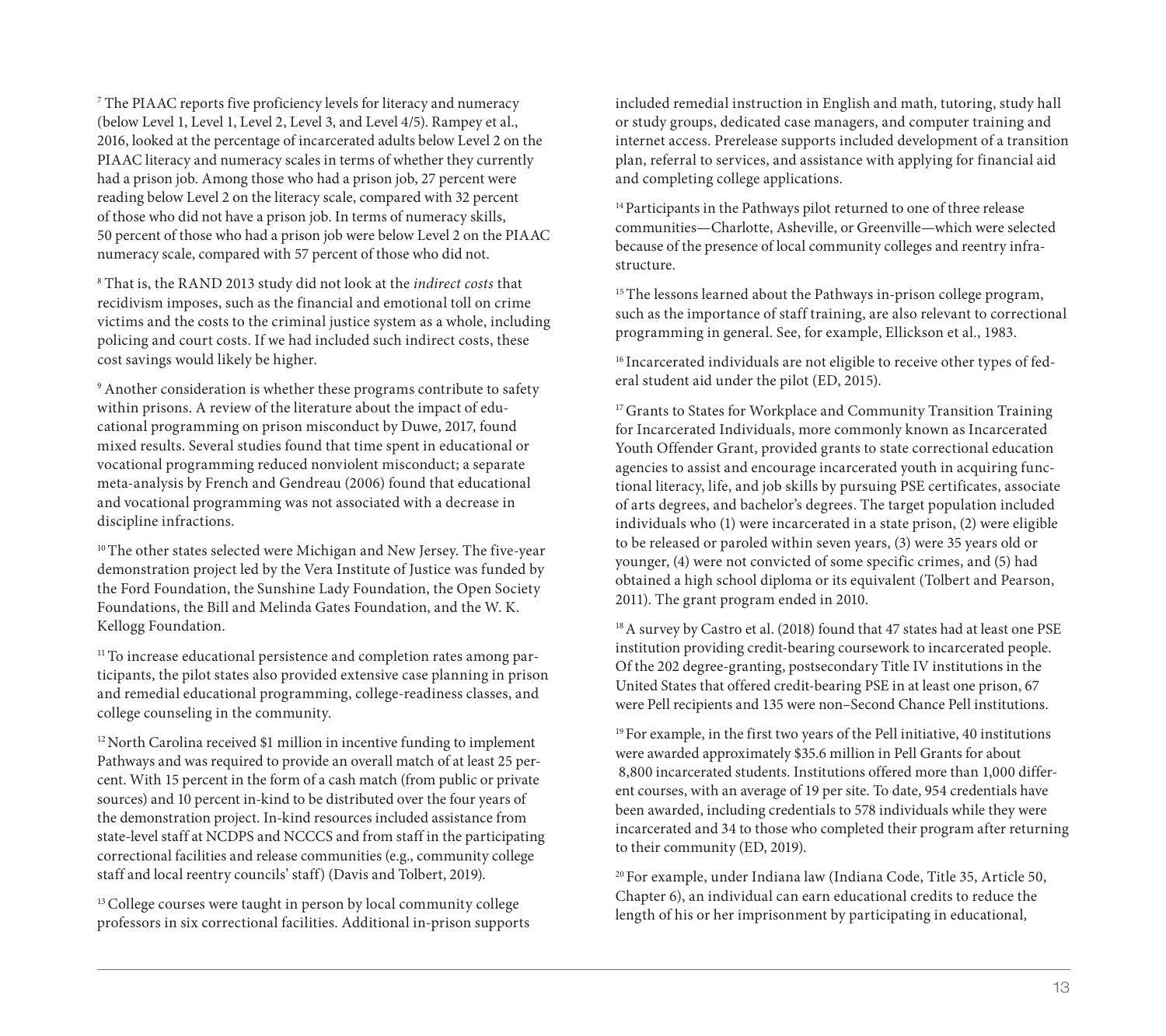[7] The PIAAC reports five proficiency levels for literacy and numeracy (below Level 1, Level 1, Level 2, Level 3, and Level 4/5). Rampey et al., 2016, looked at the percentage of incarcerated adults below Level 2 on the PIAAC literacy and numeracy scales in terms of whether they currently had a prison job. Among those who had a prison job, 27 percent were reading below Level 2 on the literacy scale, compared with 32 percent of those who did not have a prison job. In terms of numeracy skills, 50 percent of those who had a prison job were below Level 2 on the PIAAC numeracy scale, compared with 57 percent of those who did not.

[8] That is, the RAND 2013 study did not look at the *indirect costs* that recidivism imposes, such as the financial and emotional toll on crime victims and the costs to the criminal justice system as a whole, including policing and court costs. If we had included such indirect costs, these cost savings would likely be higher.

[9] Another consideration is whether these programs contribute to safety within prisons. A review of the literature about the impact of educational programming on prison misconduct by Duwe, 2017, found mixed results. Several studies found that time spent in educational or vocational programming reduced nonviolent misconduct; a separate meta-analysis by French and Gendreau (2006) found that educational and vocational programming was not associated with a decrease in discipline infractions.

[10] The other states selected were Michigan and New Jersey. The five-year demonstration project led by the Vera Institute of Justice was funded by the Ford Foundation, the Sunshine Lady Foundation, the Open Society Foundations, the Bill and Melinda Gates Foundation, and the W. K. Kellogg Foundation.

[11] To increase educational persistence and completion rates among participants, the pilot states also provided extensive case planning in prison and remedial educational programming, college-readiness classes, and college counseling in the community.

[12] North Carolina received $1 million in incentive funding to implement Pathways and was required to provide an overall match of at least 25 percent. With 15 percent in the form of a cash match (from public or private sources) and 10 percent in-kind to be distributed over the four years of the demonstration project. In-kind resources included assistance from state-level staff at NCDPS and NCCCS and from staff in the participating correctional facilities and release communities (e.g., community college staff and local reentry councils' staff) (Davis and Tolbert, 2019).

[13] College courses were taught in person by local community college professors in six correctional facilities. Additional in-prison supports included remedial instruction in English and math, tutoring, study hall or study groups, dedicated case managers, and computer training and internet access. Prerelease supports included development of a transition plan, referral to services, and assistance with applying for financial aid and completing college applications.

[14] Participants in the Pathways pilot returned to one of three release communities—Charlotte, Asheville, or Greenville—which were selected because of the presence of local community colleges and reentry infrastructure.

[15] The lessons learned about the Pathways in-prison college program, such as the importance of staff training, are also relevant to correctional programming in general. See, for example, Ellickson et al., 1983.

[16] Incarcerated individuals are not eligible to receive other types of federal student aid under the pilot (ED, 2015).

[17] Grants to States for Workplace and Community Transition Training for Incarcerated Individuals, more commonly known as Incarcerated Youth Offender Grant, provided grants to state correctional education agencies to assist and encourage incarcerated youth in acquiring functional literacy, life, and job skills by pursuing PSE certificates, associate of arts degrees, and bachelor's degrees. The target population included individuals who (1) were incarcerated in a state prison, (2) were eligible to be released or paroled within seven years, (3) were 35 years old or younger, (4) were not convicted of some specific crimes, and (5) had obtained a high school diploma or its equivalent (Tolbert and Pearson, 2011). The grant program ended in 2010.

[18] A survey by Castro et al. (2018) found that 47 states had at least one PSE institution providing credit-bearing coursework to incarcerated people. Of the 202 degree-granting, postsecondary Title IV institutions in the United States that offered credit-bearing PSE in at least one prison, 67 were Pell recipients and 135 were non–Second Chance Pell institutions.

[19] For example, in the first two years of the Pell initiative, 40 institutions were awarded approximately $35.6 million in Pell Grants for about 8,800 incarcerated students. Institutions offered more than 1,000 different courses, with an average of 19 per site. To date, 954 credentials have been awarded, including credentials to 578 individuals while they were incarcerated and 34 to those who completed their program after returning to their community (ED, 2019).

[20] For example, under Indiana law (Indiana Code, Title 35, Article 50, Chapter 6), an individual can earn educational credits to reduce the length of his or her imprisonment by participating in educational,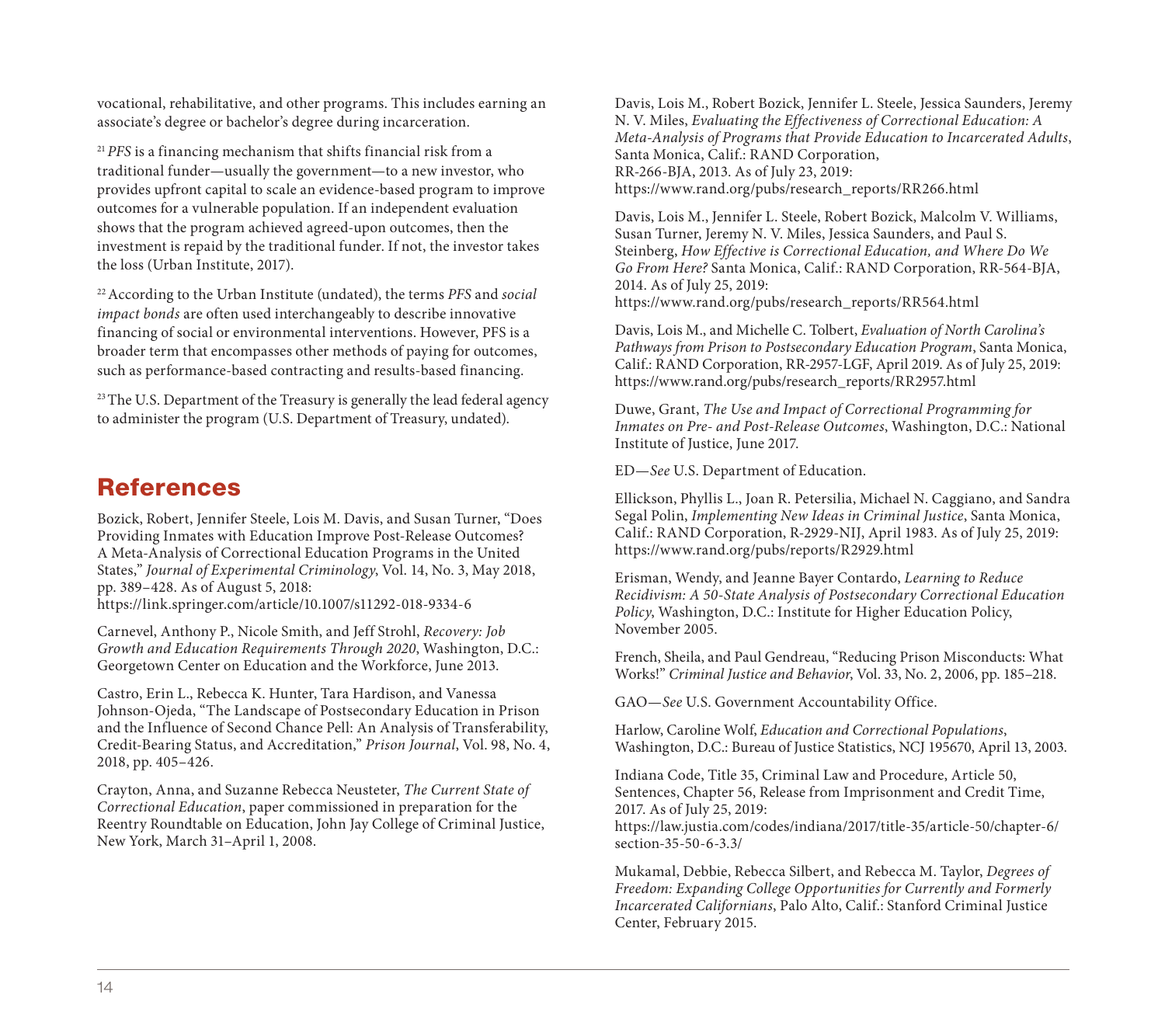vocational, rehabilitative, and other programs. This includes earning an associate's degree or bachelor's degree during incarceration.

[21] *PFS* is a financing mechanism that shifts financial risk from a traditional funder—usually the government—to a new investor, who provides upfront capital to scale an evidence-based program to improve outcomes for a vulnerable population. If an independent evaluation shows that the program achieved agreed-upon outcomes, then the investment is repaid by the traditional funder. If not, the investor takes the loss (Urban Institute, 2017).

[22] According to the Urban Institute (undated), the terms *PFS* and *social impact bonds* are often used interchangeably to describe innovative financing of social or environmental interventions. However, PFS is a broader term that encompasses other methods of paying for outcomes, such as performance-based contracting and results-based financing.

[23] The U.S. Department of the Treasury is generally the lead federal agency to administer the program (U.S. Department of Treasury, undated).

## References

Bozick, Robert, Jennifer Steele, Lois M. Davis, and Susan Turner, "Does Providing Inmates with Education Improve Post-Release Outcomes? A Meta-Analysis of Correctional Education Programs in the United States," *Journal of Experimental Criminology*, Vol. 14, No. 3, May 2018, pp. 389–428. As of August 5, 2018: https://link.springer.com/article/10.1007/s11292-018-9334-6

Carnevel, Anthony P., Nicole Smith, and Jeff Strohl, *Recovery: Job Growth and Education Requirements Through 2020*, Washington, D.C.: Georgetown Center on Education and the Workforce, June 2013.

Castro, Erin L., Rebecca K. Hunter, Tara Hardison, and Vanessa Johnson-Ojeda, "The Landscape of Postsecondary Education in Prison and the Influence of Second Chance Pell: An Analysis of Transferability, Credit-Bearing Status, and Accreditation," *Prison Journal*, Vol. 98, No. 4, 2018, pp. 405–426.

Crayton, Anna, and Suzanne Rebecca Neusteter, *The Current State of Correctional Education*, paper commissioned in preparation for the Reentry Roundtable on Education, John Jay College of Criminal Justice, New York, March 31–April 1, 2008.

Davis, Lois M., Robert Bozick, Jennifer L. Steele, Jessica Saunders, Jeremy N. V. Miles, *Evaluating the Effectiveness of Correctional Education: A Meta-Analysis of Programs that Provide Education to Incarcerated Adults*, Santa Monica, Calif.: RAND Corporation, RR-266-BJA, 2013. As of July 23, 2019: https://www.rand.org/pubs/research_reports/RR266.html

Davis, Lois M., Jennifer L. Steele, Robert Bozick, Malcolm V. Williams, Susan Turner, Jeremy N. V. Miles, Jessica Saunders, and Paul S. Steinberg, *How Effective is Correctional Education, and Where Do We Go From Here?* Santa Monica, Calif.: RAND Corporation, RR-564-BJA, 2014. As of July 25, 2019: https://www.rand.org/pubs/research_reports/RR564.html

Davis, Lois M., and Michelle C. Tolbert, *Evaluation of North Carolina's Pathways from Prison to Postsecondary Education Program*, Santa Monica, Calif.: RAND Corporation, RR-2957-LGF, April 2019. As of July 25, 2019: https://www.rand.org/pubs/research_reports/RR2957.html

Duwe, Grant, *The Use and Impact of Correctional Programming for Inmates on Pre- and Post-Release Outcomes*, Washington, D.C.: National Institute of Justice, June 2017.

ED—*See* U.S. Department of Education.

Ellickson, Phyllis L., Joan R. Petersilia, Michael N. Caggiano, and Sandra Segal Polin, *Implementing New Ideas in Criminal Justice*, Santa Monica, Calif.: RAND Corporation, R-2929-NIJ, April 1983. As of July 25, 2019: https://www.rand.org/pubs/reports/R2929.html

Erisman, Wendy, and Jeanne Bayer Contardo, *Learning to Reduce Recidivism: A 50-State Analysis of Postsecondary Correctional Education Policy*, Washington, D.C.: Institute for Higher Education Policy, November 2005.

French, Sheila, and Paul Gendreau, "Reducing Prison Misconducts: What Works!" *Criminal Justice and Behavior*, Vol. 33, No. 2, 2006, pp. 185–218.

GAO—*See* U.S. Government Accountability Office.

Harlow, Caroline Wolf, *Education and Correctional Populations*, Washington, D.C.: Bureau of Justice Statistics, NCJ 195670, April 13, 2003.

Indiana Code, Title 35, Criminal Law and Procedure, Article 50, Sentences, Chapter 56, Release from Imprisonment and Credit Time, 2017. As of July 25, 2019: https://law.justia.com/codes/indiana/2017/title-35/article-50/chapter-6/section-35-50-6-3.3/

Mukamal, Debbie, Rebecca Silbert, and Rebecca M. Taylor, *Degrees of Freedom: Expanding College Opportunities for Currently and Formerly Incarcerated Californians*, Palo Alto, Calif.: Stanford Criminal Justice Center, February 2015.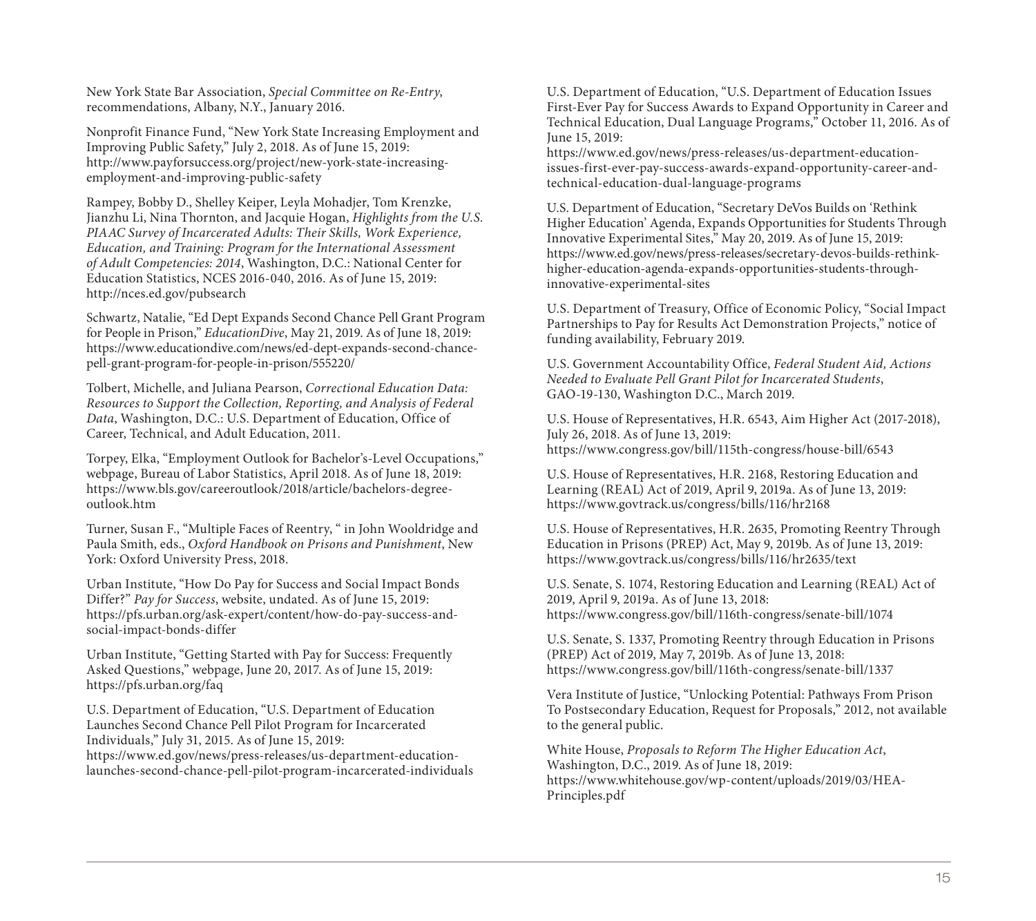New York State Bar Association, *Special Committee on Re-Entry*, recommendations, Albany, N.Y., January 2016.

Nonprofit Finance Fund, "New York State Increasing Employment and Improving Public Safety," July 2, 2018. As of June 15, 2019: http://www.payforsuccess.org/project/new-york-state-increasing-employment-and-improving-public-safety

Rampey, Bobby D., Shelley Keiper, Leyla Mohadjer, Tom Krenzke, Jianzhu Li, Nina Thornton, and Jacquie Hogan, *Highlights from the U.S. PIAAC Survey of Incarcerated Adults: Their Skills, Work Experience, Education, and Training: Program for the International Assessment of Adult Competencies: 2014*, Washington, D.C.: National Center for Education Statistics, NCES 2016-040, 2016. As of June 15, 2019: http://nces.ed.gov/pubsearch

Schwartz, Natalie, "Ed Dept Expands Second Chance Pell Grant Program for People in Prison," *EducationDive*, May 21, 2019. As of June 18, 2019: https://www.educationdive.com/news/ed-dept-expands-second-chance-pell-grant-program-for-people-in-prison/555220/

Tolbert, Michelle, and Juliana Pearson, *Correctional Education Data: Resources to Support the Collection, Reporting, and Analysis of Federal Data*, Washington, D.C.: U.S. Department of Education, Office of Career, Technical, and Adult Education, 2011.

Torpey, Elka, "Employment Outlook for Bachelor's-Level Occupations," webpage, Bureau of Labor Statistics, April 2018. As of June 18, 2019: https://www.bls.gov/careeroutlook/2018/article/bachelors-degree-outlook.htm

Turner, Susan F., "Multiple Faces of Reentry, " in John Wooldridge and Paula Smith, eds., *Oxford Handbook on Prisons and Punishment*, New York: Oxford University Press, 2018.

Urban Institute, "How Do Pay for Success and Social Impact Bonds Differ?" *Pay for Success*, website, undated. As of June 15, 2019: https://pfs.urban.org/ask-expert/content/how-do-pay-success-and-social-impact-bonds-differ

Urban Institute, "Getting Started with Pay for Success: Frequently Asked Questions," webpage, June 20, 2017. As of June 15, 2019: https://pfs.urban.org/faq

U.S. Department of Education, "U.S. Department of Education Launches Second Chance Pell Pilot Program for Incarcerated Individuals," July 31, 2015. As of June 15, 2019: https://www.ed.gov/news/press-releases/us-department-education-launches-second-chance-pell-pilot-program-incarcerated-individuals

U.S. Department of Education, "U.S. Department of Education Issues First-Ever Pay for Success Awards to Expand Opportunity in Career and Technical Education, Dual Language Programs," October 11, 2016. As of June 15, 2019: https://www.ed.gov/news/press-releases/us-department-education-issues-first-ever-pay-success-awards-expand-opportunity-career-and-technical-education-dual-language-programs

U.S. Department of Education, "Secretary DeVos Builds on 'Rethink Higher Education' Agenda, Expands Opportunities for Students Through Innovative Experimental Sites," May 20, 2019. As of June 15, 2019: https://www.ed.gov/news/press-releases/secretary-devos-builds-rethink-higher-education-agenda-expands-opportunities-students-through-innovative-experimental-sites

U.S. Department of Treasury, Office of Economic Policy, "Social Impact Partnerships to Pay for Results Act Demonstration Projects," notice of funding availability, February 2019.

U.S. Government Accountability Office, *Federal Student Aid, Actions Needed to Evaluate Pell Grant Pilot for Incarcerated Students*, GAO-19-130, Washington D.C., March 2019.

U.S. House of Representatives, H.R. 6543, Aim Higher Act (2017-2018), July 26, 2018. As of June 13, 2019: https://www.congress.gov/bill/115th-congress/house-bill/6543

U.S. House of Representatives, H.R. 2168, Restoring Education and Learning (REAL) Act of 2019, April 9, 2019a. As of June 13, 2019: https://www.govtrack.us/congress/bills/116/hr2168

U.S. House of Representatives, H.R. 2635, Promoting Reentry Through Education in Prisons (PREP) Act, May 9, 2019b. As of June 13, 2019: https://www.govtrack.us/congress/bills/116/hr2635/text

U.S. Senate, S. 1074, Restoring Education and Learning (REAL) Act of 2019, April 9, 2019a. As of June 13, 2018: https://www.congress.gov/bill/116th-congress/senate-bill/1074

U.S. Senate, S. 1337, Promoting Reentry through Education in Prisons (PREP) Act of 2019, May 7, 2019b. As of June 13, 2018: https://www.congress.gov/bill/116th-congress/senate-bill/1337

Vera Institute of Justice, "Unlocking Potential: Pathways From Prison To Postsecondary Education, Request for Proposals," 2012, not available to the general public.

White House, *Proposals to Reform The Higher Education Act*, Washington, D.C., 2019. As of June 18, 2019: https://www.whitehouse.gov/wp-content/uploads/2019/03/HEA-Principles.pdf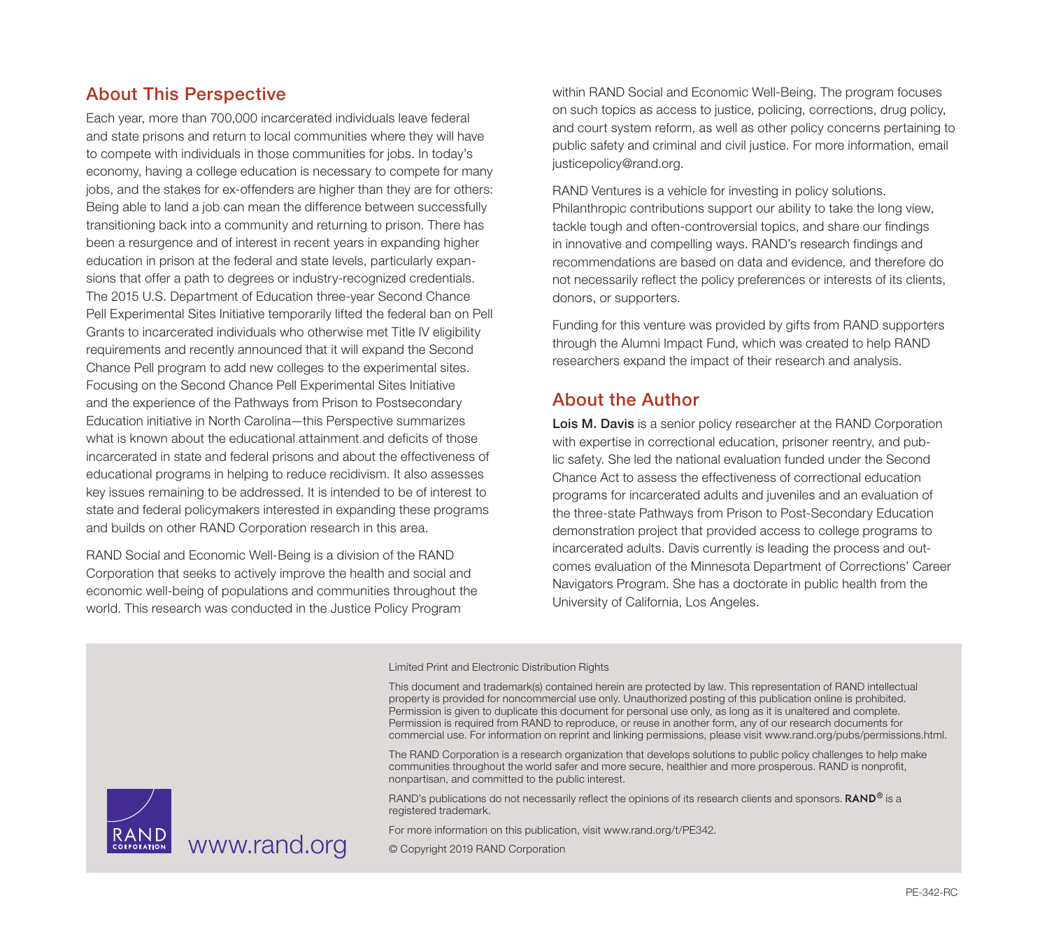## About This Perspective

Each year, more than 700,000 incarcerated individuals leave federal and state prisons and return to local communities where they will have to compete with individuals in those communities for jobs. In today's economy, having a college education is necessary to compete for many jobs, and the stakes for ex-offenders are higher than they are for others: Being able to land a job can mean the difference between successfully transitioning back into a community and returning to prison. There has been a resurgence and of interest in recent years in expanding higher education in prison at the federal and state levels, particularly expansions that offer a path to degrees or industry-recognized credentials. The 2015 U.S. Department of Education three-year Second Chance Pell Experimental Sites Initiative temporarily lifted the federal ban on Pell Grants to incarcerated individuals who otherwise met Title IV eligibility requirements and recently announced that it will expand the Second Chance Pell program to add new colleges to the experimental sites. Focusing on the Second Chance Pell Experimental Sites Initiative and the experience of the Pathways from Prison to Postsecondary Education initiative in North Carolina—this Perspective summarizes what is known about the educational attainment and deficits of those incarcerated in state and federal prisons and about the effectiveness of educational programs in helping to reduce recidivism. It also assesses key issues remaining to be addressed. It is intended to be of interest to state and federal policymakers interested in expanding these programs and builds on other RAND Corporation research in this area.

RAND Social and Economic Well-Being is a division of the RAND Corporation that seeks to actively improve the health and social and economic well-being of populations and communities throughout the world. This research was conducted in the Justice Policy Program within RAND Social and Economic Well-Being. The program focuses on such topics as access to justice, policing, corrections, drug policy, and court system reform, as well as other policy concerns pertaining to public safety and criminal and civil justice. For more information, email justicepolicy@rand.org.

RAND Ventures is a vehicle for investing in policy solutions. Philanthropic contributions support our ability to take the long view, tackle tough and often-controversial topics, and share our findings in innovative and compelling ways. RAND's research findings and recommendations are based on data and evidence, and therefore do not necessarily reflect the policy preferences or interests of its clients, donors, or supporters.

Funding for this venture was provided by gifts from RAND supporters through the Alumni Impact Fund, which was created to help RAND researchers expand the impact of their research and analysis.

## About the Author

**Lois M. Davis** is a senior policy researcher at the RAND Corporation with expertise in correctional education, prisoner reentry, and public safety. She led the national evaluation funded under the Second Chance Act to assess the effectiveness of correctional education programs for incarcerated adults and juveniles and an evaluation of the three-state Pathways from Prison to Post-Secondary Education demonstration project that provided access to college programs to incarcerated adults. Davis currently is leading the process and outcomes evaluation of the Minnesota Department of Corrections' Career Navigators Program. She has a doctorate in public health from the University of California, Los Angeles.

Limited Print and Electronic Distribution Rights

This document and trademark(s) contained herein are protected by law. This representation of RAND intellectual property is provided for noncommercial use only. Unauthorized posting of this publication online is prohibited. Permission is given to duplicate this document for personal use only, as long as it is unaltered and complete. Permission is required from RAND to reproduce, or reuse in another form, any of our research documents for commercial use. For information on reprint and linking permissions, please visit www.rand.org/pubs/permissions.html.

The RAND Corporation is a research organization that develops solutions to public policy challenges to help make communities throughout the world safer and more secure, healthier and more prosperous. RAND is nonprofit, nonpartisan, and committed to the public interest.

RAND's publications do not necessarily reflect the opinions of its research clients and sponsors. **RAND**® is a registered trademark.

For more information on this publication, visit www.rand.org/t/PE342.

© Copyright 2019 RAND Corporation

RAND CORPORATION

www.rand.org

PE-342-RC